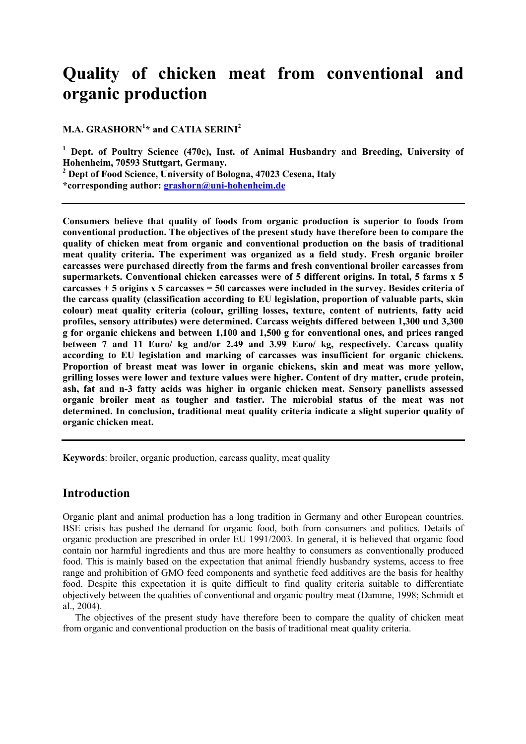# Quality of chicken meat from conventional and organic production

**M.A. GRASHORN[1]* and CATIA SERINI[2]**

**[1] Dept. of Poultry Science (470c), Inst. of Animal Husbandry and Breeding, University of Hohenheim, 70593 Stuttgart, Germany.**
**[2] Dept of Food Science, University of Bologna, 47023 Cesena, Italy**
***corresponding author: grashorn@uni-hohenheim.de**

---

**Consumers believe that quality of foods from organic production is superior to foods from conventional production. The objectives of the present study have therefore been to compare the quality of chicken meat from organic and conventional production on the basis of traditional meat quality criteria. The experiment was organized as a field study. Fresh organic broiler carcasses were purchased directly from the farms and fresh conventional broiler carcasses from supermarkets. Conventional chicken carcasses were of 5 different origins. In total, 5 farms x 5 carcasses + 5 origins x 5 carcasses = 50 carcasses were included in the survey. Besides criteria of the carcass quality (classification according to EU legislation, proportion of valuable parts, skin colour) meat quality criteria (colour, grilling losses, texture, content of nutrients, fatty acid profiles, sensory attributes) were determined. Carcass weights differed between 1,300 und 3,300 g for organic chickens and between 1,100 and 1,500 g for conventional ones, and prices ranged between 7 and 11 Euro/ kg and/or 2.49 and 3.99 Euro/ kg, respectively. Carcass quality according to EU legislation and marking of carcasses was insufficient for organic chickens. Proportion of breast meat was lower in organic chickens, skin and meat was more yellow, grilling losses were lower and texture values were higher. Content of dry matter, crude protein, ash, fat and n-3 fatty acids was higher in organic chicken meat. Sensory panellists assessed organic broiler meat as tougher and tastier. The microbial status of the meat was not determined. In conclusion, traditional meat quality criteria indicate a slight superior quality of organic chicken meat.**

---

**Keywords**: broiler, organic production, carcass quality, meat quality

## Introduction

Organic plant and animal production has a long tradition in Germany and other European countries. BSE crisis has pushed the demand for organic food, both from consumers and politics. Details of organic production are prescribed in order EU 1991/2003. In general, it is believed that organic food contain nor harmful ingredients and thus are more healthy to consumers as conventionally produced food. This is mainly based on the expectation that animal friendly husbandry systems, access to free range and prohibition of GMO feed components and synthetic feed additives are the basis for healthy food. Despite this expectation it is quite difficult to find quality criteria suitable to differentiate objectively between the qualities of conventional and organic poultry meat (Damme, 1998; Schmidt et al., 2004).

The objectives of the present study have therefore been to compare the quality of chicken meat from organic and conventional production on the basis of traditional meat quality criteria.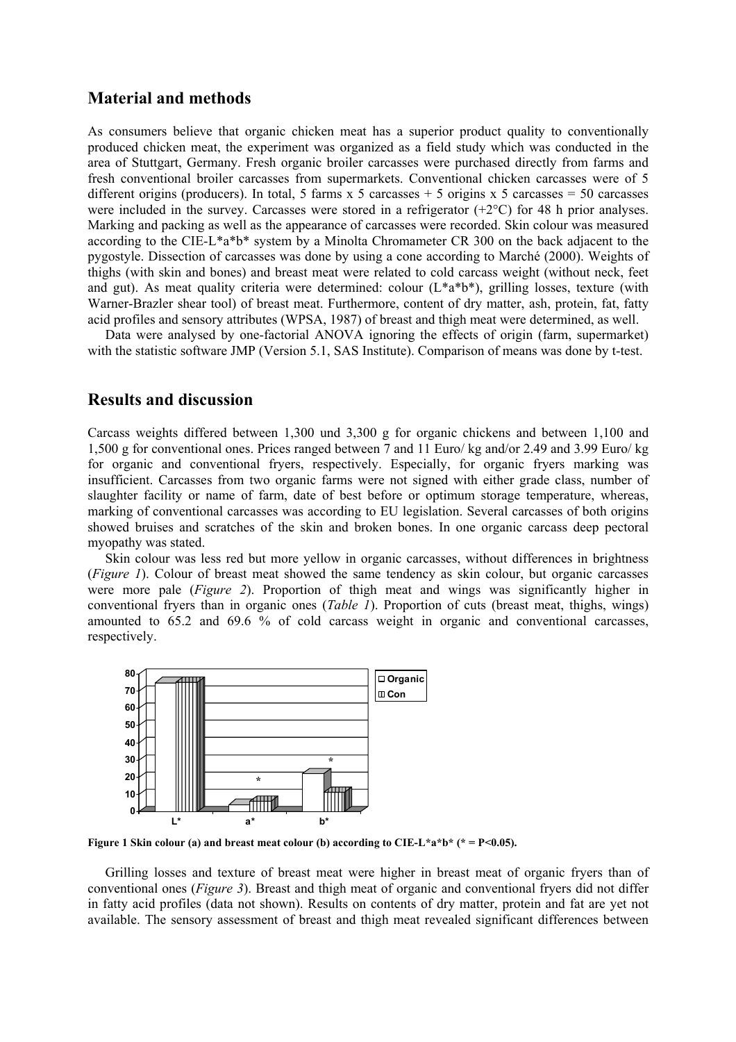## Material and methods

As consumers believe that organic chicken meat has a superior product quality to conventionally produced chicken meat, the experiment was organized as a field study which was conducted in the area of Stuttgart, Germany. Fresh organic broiler carcasses were purchased directly from farms and fresh conventional broiler carcasses from supermarkets. Conventional chicken carcasses were of 5 different origins (producers). In total, 5 farms x 5 carcasses + 5 origins x 5 carcasses = 50 carcasses were included in the survey. Carcasses were stored in a refrigerator (+2°C) for 48 h prior analyses. Marking and packing as well as the appearance of carcasses were recorded. Skin colour was measured according to the CIE-L*a*b* system by a Minolta Chromameter CR 300 on the back adjacent to the pygostyle. Dissection of carcasses was done by using a cone according to Marché (2000). Weights of thighs (with skin and bones) and breast meat were related to cold carcass weight (without neck, feet and gut). As meat quality criteria were determined: colour (L*a*b*), grilling losses, texture (with Warner-Brazler shear tool) of breast meat. Furthermore, content of dry matter, ash, protein, fat, fatty acid profiles and sensory attributes (WPSA, 1987) of breast and thigh meat were determined, as well.

Data were analysed by one-factorial ANOVA ignoring the effects of origin (farm, supermarket) with the statistic software JMP (Version 5.1, SAS Institute). Comparison of means was done by t-test.

## Results and discussion

Carcass weights differed between 1,300 und 3,300 g for organic chickens and between 1,100 and 1,500 g for conventional ones. Prices ranged between 7 and 11 Euro/ kg and/or 2.49 and 3.99 Euro/ kg for organic and conventional fryers, respectively. Especially, for organic fryers marking was insufficient. Carcasses from two organic farms were not signed with either grade class, number of slaughter facility or name of farm, date of best before or optimum storage temperature, whereas, marking of conventional carcasses was according to EU legislation. Several carcasses of both origins showed bruises and scratches of the skin and broken bones. In one organic carcass deep pectoral myopathy was stated.

Skin colour was less red but more yellow in organic carcasses, without differences in brightness (*Figure 1*). Colour of breast meat showed the same tendency as skin colour, but organic carcasses were more pale (*Figure 2*). Proportion of thigh meat and wings was significantly higher in conventional fryers than in organic ones (*Table 1*). Proportion of cuts (breast meat, thighs, wings) amounted to 65.2 and 69.6 % of cold carcass weight in organic and conventional carcasses, respectively.

**Figure 1 Skin colour (a) and breast meat colour (b) according to CIE-L*a*b* (* = P<0.05).**

Grilling losses and texture of breast meat were higher in breast meat of organic fryers than of conventional ones (*Figure 3*). Breast and thigh meat of organic and conventional fryers did not differ in fatty acid profiles (data not shown). Results on contents of dry matter, protein and fat are yet not available. The sensory assessment of breast and thigh meat revealed significant differences between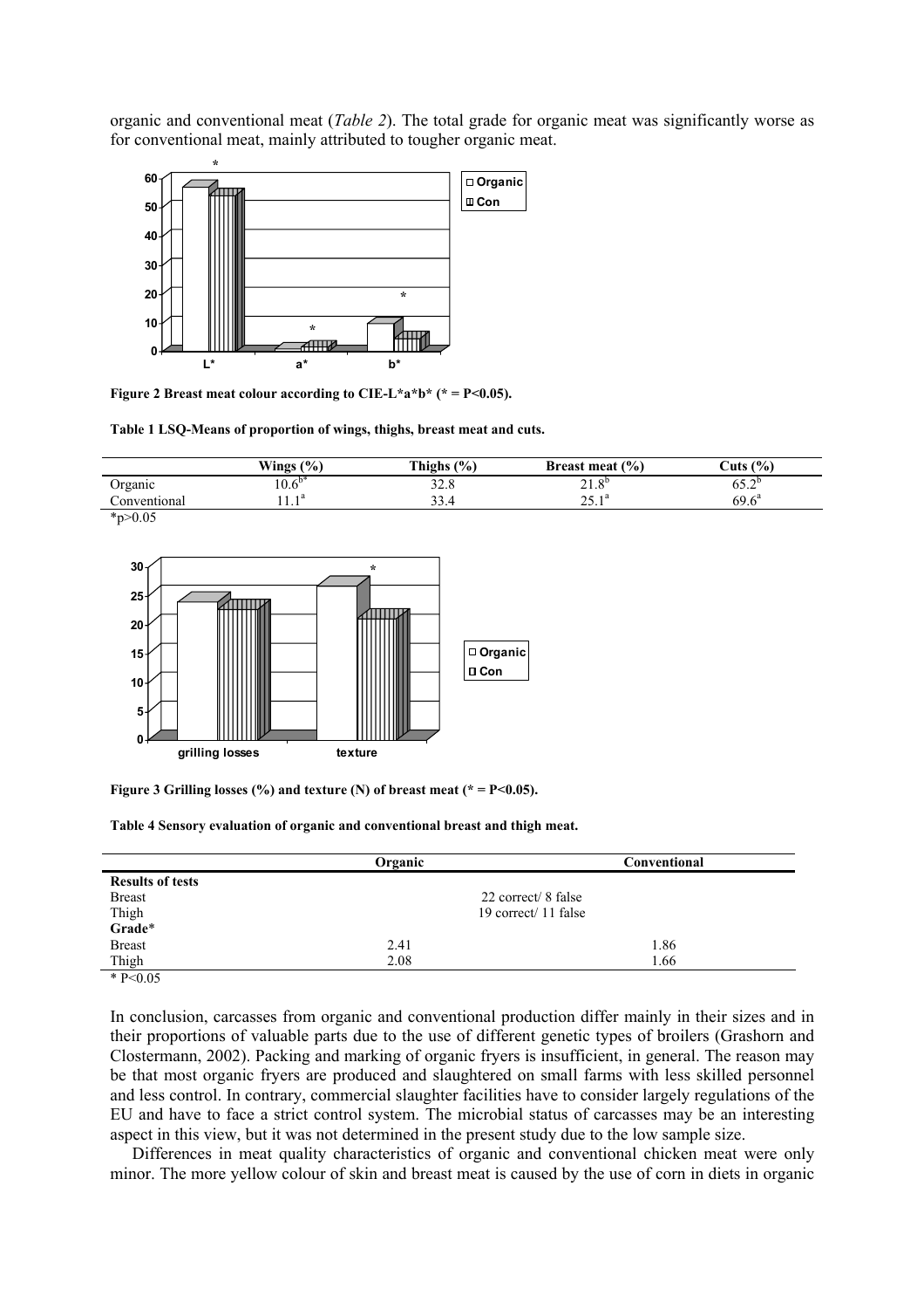organic and conventional meat (*Table 2*). The total grade for organic meat was significantly worse as for conventional meat, mainly attributed to tougher organic meat.

**Figure 2 Breast meat colour according to CIE-L*a*b* (* = P<0.05).**

**Table 1 LSQ-Means of proportion of wings, thighs, breast meat and cuts.**

| | Wings (%) | Thighs (%) | Breast meat (%) | Cuts (%) |
|---|---|---|---|---|
| Organic | $10.6^{b*}$ | 32.8 | $21.8^{b}$ | $65.2^{b}$ |
| Conventional | $11.1^{a}$ | 33.4 | $25.1^{a}$ | $69.6^{a}$ |

*p>0.05

**Figure 3 Grilling losses (%) and texture (N) of breast meat (* = P<0.05).**

**Table 4 Sensory evaluation of organic and conventional breast and thigh meat.**

| | Organic | Conventional |
|---|---|---|
| **Results of tests** | | |
| Breast | 22 correct/ 8 false | |
| Thigh | 19 correct/ 11 false | |
| **Grade*** | | |
| Breast | 2.41 | 1.86 |
| Thigh | 2.08 | 1.66 |

* P<0.05

In conclusion, carcasses from organic and conventional production differ mainly in their sizes and in their proportions of valuable parts due to the use of different genetic types of broilers (Grashorn and Clostermann, 2002). Packing and marking of organic fryers is insufficient, in general. The reason may be that most organic fryers are produced and slaughtered on small farms with less skilled personnel and less control. In contrary, commercial slaughter facilities have to consider largely regulations of the EU and have to face a strict control system. The microbial status of carcasses may be an interesting aspect in this view, but it was not determined in the present study due to the low sample size.

Differences in meat quality characteristics of organic and conventional chicken meat were only minor. The more yellow colour of skin and breast meat is caused by the use of corn in diets in organic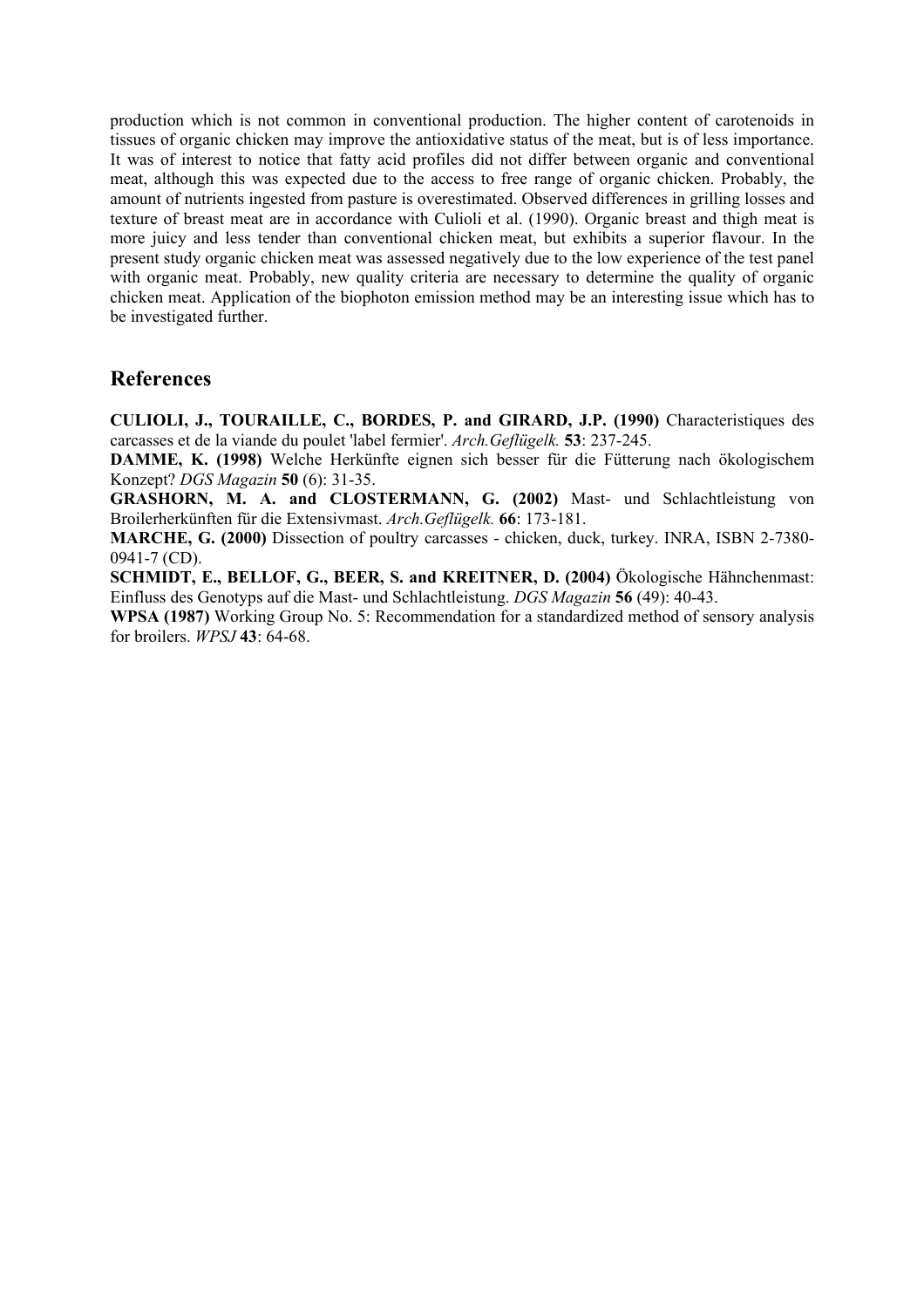production which is not common in conventional production. The higher content of carotenoids in tissues of organic chicken may improve the antioxidative status of the meat, but is of less importance. It was of interest to notice that fatty acid profiles did not differ between organic and conventional meat, although this was expected due to the access to free range of organic chicken. Probably, the amount of nutrients ingested from pasture is overestimated. Observed differences in grilling losses and texture of breast meat are in accordance with Culioli et al. (1990). Organic breast and thigh meat is more juicy and less tender than conventional chicken meat, but exhibits a superior flavour. In the present study organic chicken meat was assessed negatively due to the low experience of the test panel with organic meat. Probably, new quality criteria are necessary to determine the quality of organic chicken meat. Application of the biophoton emission method may be an interesting issue which has to be investigated further.

## References

**CULIOLI, J., TOURAILLE, C., BORDES, P. and GIRARD, J.P. (1990)** Characteristiques des carcasses et de la viande du poulet 'label fermier'. *Arch.Geflügelk.* **53**: 237-245.

**DAMME, K. (1998)** Welche Herkünfte eignen sich besser für die Fütterung nach ökologischem Konzept? *DGS Magazin* **50** (6): 31-35.

**GRASHORN, M. A. and CLOSTERMANN, G. (2002)** Mast- und Schlachtleistung von Broilerherkünften für die Extensivmast. *Arch.Geflügelk.* **66**: 173-181.

**MARCHE, G. (2000)** Dissection of poultry carcasses - chicken, duck, turkey. INRA, ISBN 2-7380-0941-7 (CD).

**SCHMIDT, E., BELLOF, G., BEER, S. and KREITNER, D. (2004)** Ökologische Hähnchenmast: Einfluss des Genotyps auf die Mast- und Schlachtleistung. *DGS Magazin* **56** (49): 40-43.

**WPSA (1987)** Working Group No. 5: Recommendation for a standardized method of sensory analysis for broilers. *WPSJ* **43**: 64-68.